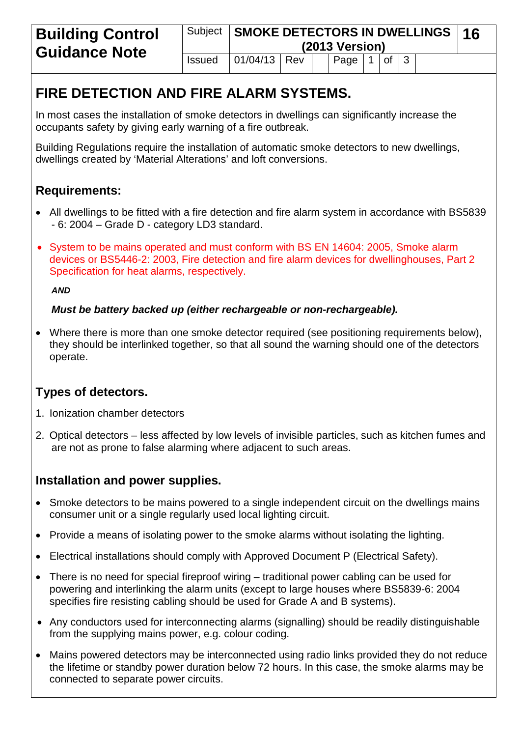| Building Control Guidance Note | Subject | SMOKE DETECTORS IN DWELLINGS (2013 Version) | | | | | | 16 |
|---|---|---|---|---|---|---|---|---|
| | Issued | 01/04/13 | Rev | | Page | 1 | of | 3 |

# FIRE DETECTION AND FIRE ALARM SYSTEMS.

In most cases the installation of smoke detectors in dwellings can significantly increase the occupants safety by giving early warning of a fire outbreak.

Building Regulations require the installation of automatic smoke detectors to new dwellings, dwellings created by 'Material Alterations' and loft conversions.

## Requirements:

- All dwellings to be fitted with a fire detection and fire alarm system in accordance with BS5839 - 6: 2004 – Grade D - category LD3 standard.
- System to be mains operated and must conform with BS EN 14604: 2005, Smoke alarm devices or BS5446-2: 2003, Fire detection and fire alarm devices for dwellinghouses, Part 2 Specification for heat alarms, respectively.

  ***AND***

  ***Must be battery backed up (either rechargeable or non-rechargeable).***

- Where there is more than one smoke detector required (see positioning requirements below), they should be interlinked together, so that all sound the warning should one of the detectors operate.

## Types of detectors.

1. Ionization chamber detectors
2. Optical detectors – less affected by low levels of invisible particles, such as kitchen fumes and are not as prone to false alarming where adjacent to such areas.

## Installation and power supplies.

- Smoke detectors to be mains powered to a single independent circuit on the dwellings mains consumer unit or a single regularly used local lighting circuit.
- Provide a means of isolating power to the smoke alarms without isolating the lighting.
- Electrical installations should comply with Approved Document P (Electrical Safety).
- There is no need for special fireproof wiring – traditional power cabling can be used for powering and interlinking the alarm units (except to large houses where BS5839-6: 2004 specifies fire resisting cabling should be used for Grade A and B systems).
- Any conductors used for interconnecting alarms (signalling) should be readily distinguishable from the supplying mains power, e.g. colour coding.
- Mains powered detectors may be interconnected using radio links provided they do not reduce the lifetime or standby power duration below 72 hours. In this case, the smoke alarms may be connected to separate power circuits.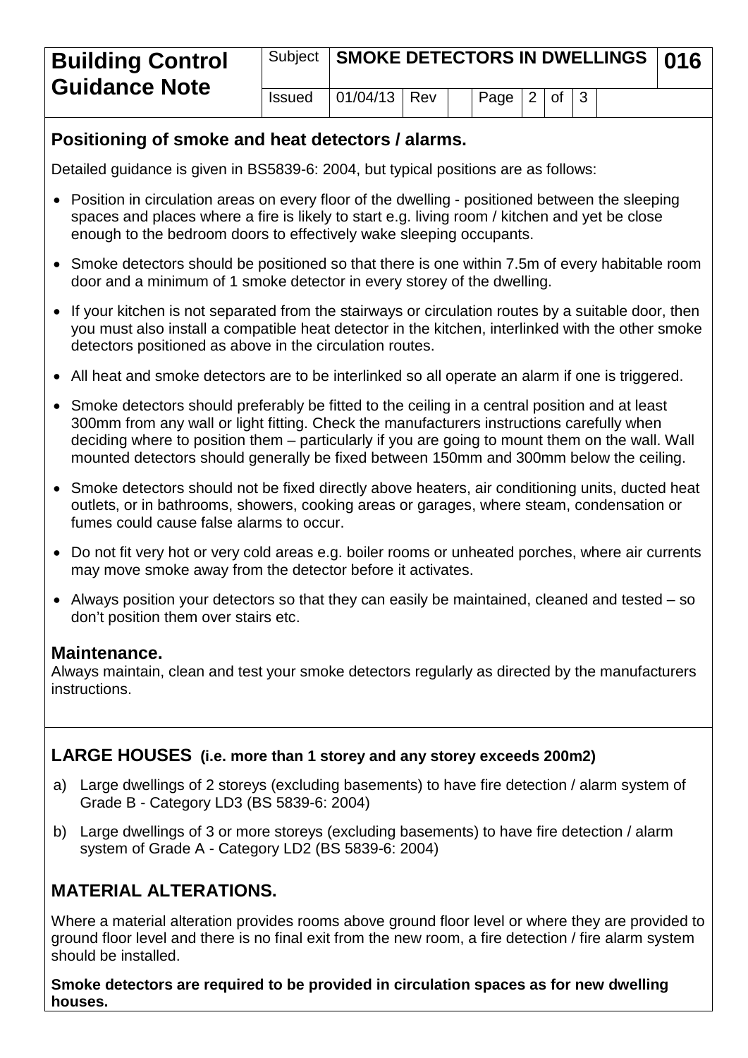## Positioning of smoke and heat detectors / alarms.

Detailed guidance is given in BS5839-6: 2004, but typical positions are as follows:

- Position in circulation areas on every floor of the dwelling - positioned between the sleeping spaces and places where a fire is likely to start e.g. living room / kitchen and yet be close enough to the bedroom doors to effectively wake sleeping occupants.
- Smoke detectors should be positioned so that there is one within 7.5m of every habitable room door and a minimum of 1 smoke detector in every storey of the dwelling.
- If your kitchen is not separated from the stairways or circulation routes by a suitable door, then you must also install a compatible heat detector in the kitchen, interlinked with the other smoke detectors positioned as above in the circulation routes.
- All heat and smoke detectors are to be interlinked so all operate an alarm if one is triggered.
- Smoke detectors should preferably be fitted to the ceiling in a central position and at least 300mm from any wall or light fitting. Check the manufacturers instructions carefully when deciding where to position them – particularly if you are going to mount them on the wall. Wall mounted detectors should generally be fixed between 150mm and 300mm below the ceiling.
- Smoke detectors should not be fixed directly above heaters, air conditioning units, ducted heat outlets, or in bathrooms, showers, cooking areas or garages, where steam, condensation or fumes could cause false alarms to occur.
- Do not fit very hot or very cold areas e.g. boiler rooms or unheated porches, where air currents may move smoke away from the detector before it activates.
- Always position your detectors so that they can easily be maintained, cleaned and tested – so don't position them over stairs etc.

## Maintenance.

Always maintain, clean and test your smoke detectors regularly as directed by the manufacturers instructions.

## LARGE HOUSES (i.e. more than 1 storey and any storey exceeds 200m2)

a) Large dwellings of 2 storeys (excluding basements) to have fire detection / alarm system of Grade B - Category LD3 (BS 5839-6: 2004)

b) Large dwellings of 3 or more storeys (excluding basements) to have fire detection / alarm system of Grade A - Category LD2 (BS 5839-6: 2004)

## MATERIAL ALTERATIONS.

Where a material alteration provides rooms above ground floor level or where they are provided to ground floor level and there is no final exit from the new room, a fire detection / fire alarm system should be installed.

**Smoke detectors are required to be provided in circulation spaces as for new dwelling houses.**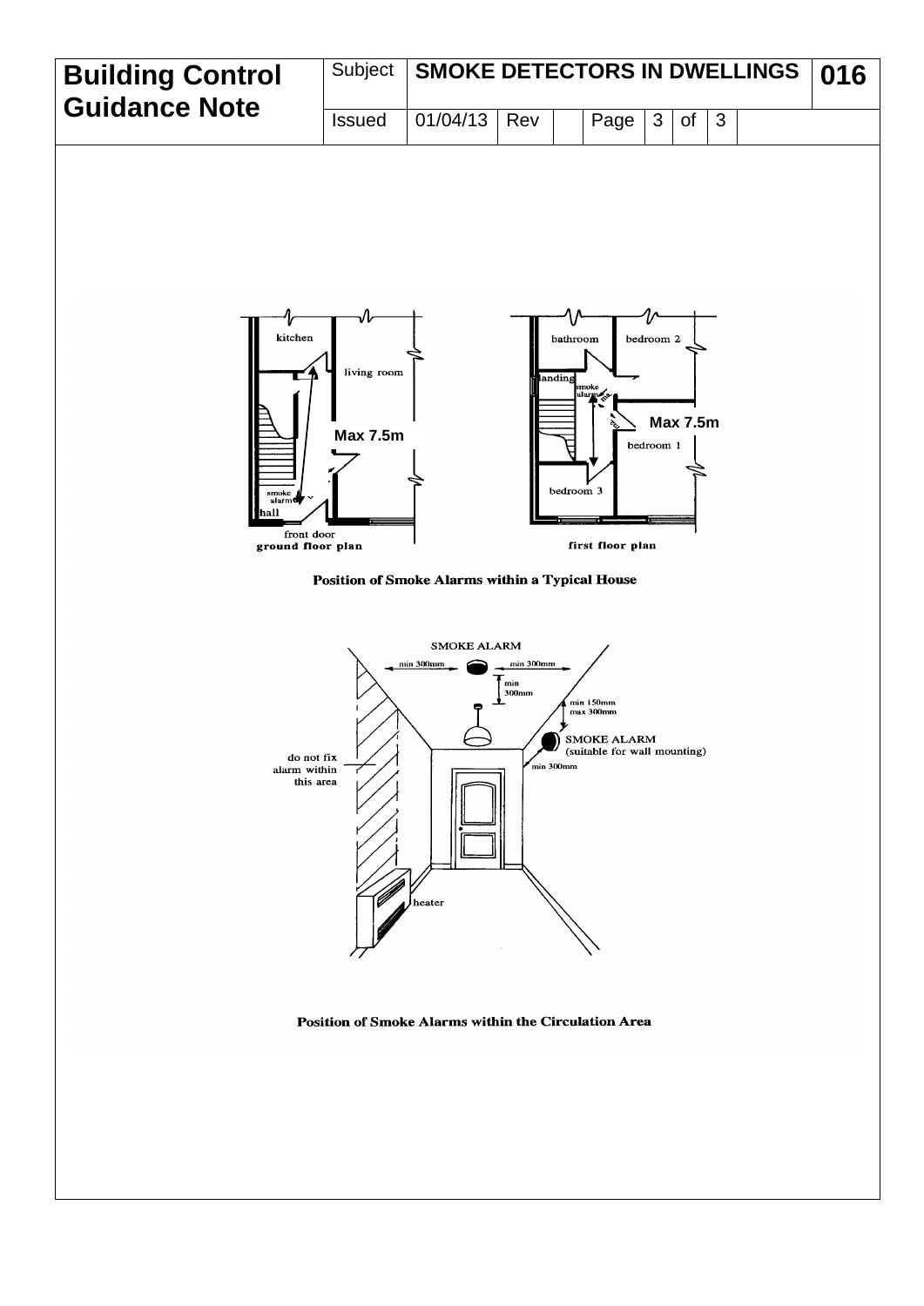kitchen

living room

Max 7.5m

smoke alarm

hall

front door

ground floor plan

bathroom

bedroom 2

landing

smoke alarm

Max 7.5m

bedroom 1

bedroom 3

first floor plan

**Position of Smoke Alarms within a Typical House**

SMOKE ALARM

min 300mm

min 300mm

min 300mm

min 150mm
max 300mm

SMOKE ALARM
(suitable for wall mounting)

min 300mm

do not fix
alarm within
this area

heater

**Position of Smoke Alarms within the Circulation Area**